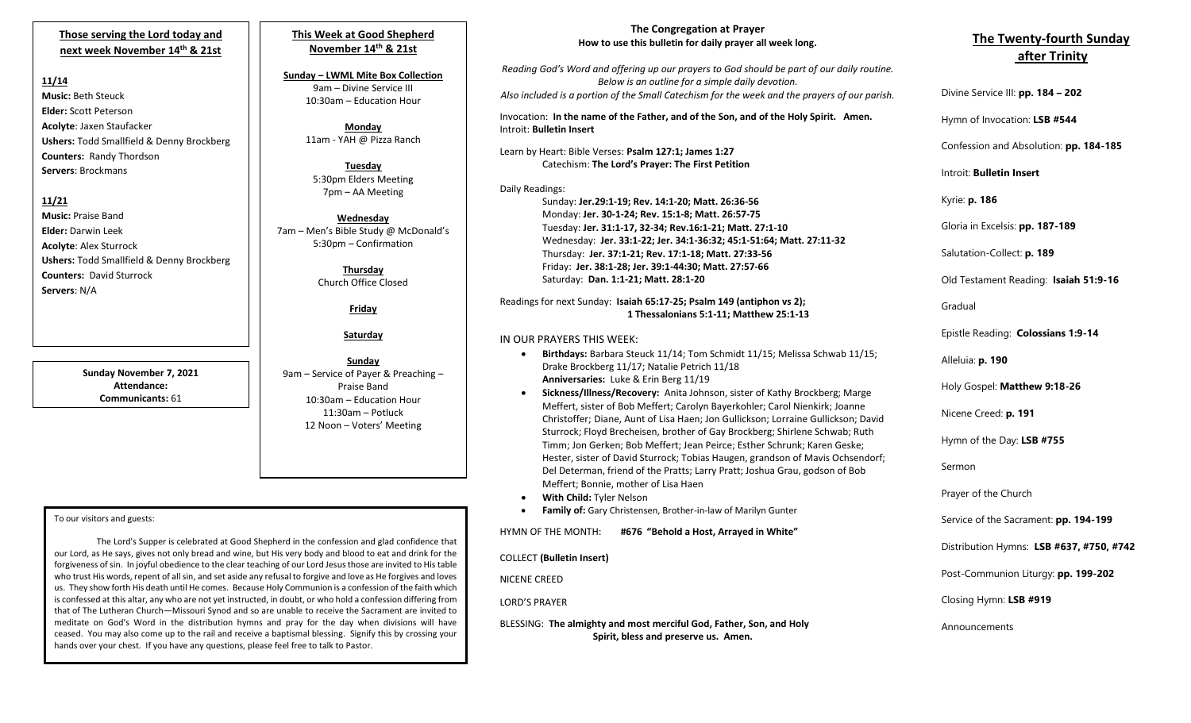## Those serving the Lord today and next week November 14th & 21st

### 11/14

**Music:** Beth Steuck
**Elder:** Scott Peterson
**Acolyte**: Jaxen Staufacker
**Ushers:** Todd Smallfield & Denny Brockberg
**Counters:** Randy Thordson
**Servers**: Brockmans

### 11/21

**Music:** Praise Band
**Elder:** Darwin Leek
**Acolyte**: Alex Sturrock
**Ushers:** Todd Smallfield & Denny Brockberg
**Counters:** David Sturrock
**Servers**: N/A

**Sunday November 7, 2021**
**Attendance:**
**Communicants:** 61

## This Week at Good Shepherd November 14th & 21st

**Sunday – LWML Mite Box Collection**
9am – Divine Service III
10:30am – Education Hour

**Monday**
11am - YAH @ Pizza Ranch

**Tuesday**
5:30pm Elders Meeting
7pm – AA Meeting

**Wednesday**
7am – Men's Bible Study @ McDonald's
5:30pm – Confirmation

**Thursday**
Church Office Closed

**Friday**

**Saturday**

**Sunday**
9am – Service of Payer & Preaching – Praise Band
10:30am – Education Hour
11:30am – Potluck
12 Noon – Voters' Meeting

To our visitors and guests:

The Lord's Supper is celebrated at Good Shepherd in the confession and glad confidence that our Lord, as He says, gives not only bread and wine, but His very body and blood to eat and drink for the forgiveness of sin. In joyful obedience to the clear teaching of our Lord Jesus those are invited to His table who trust His words, repent of all sin, and set aside any refusal to forgive and love as He forgives and loves us. They show forth His death until He comes. Because Holy Communion is a confession of the faith which is confessed at this altar, any who are not yet instructed, in doubt, or who hold a confession differing from that of The Lutheran Church—Missouri Synod and so are unable to receive the Sacrament are invited to meditate on God's Word in the distribution hymns and pray for the day when divisions will have ceased. You may also come up to the rail and receive a baptismal blessing. Signify this by crossing your hands over your chest. If you have any questions, please feel free to talk to Pastor.

## The Congregation at Prayer
**How to use this bulletin for daily prayer all week long.**

*Reading God's Word and offering up our prayers to God should be part of our daily routine. Below is an outline for a simple daily devotion. Also included is a portion of the Small Catechism for the week and the prayers of our parish.*

Invocation: **In the name of the Father, and of the Son, and of the Holy Spirit. Amen.**
Introit: **Bulletin Insert**

Learn by Heart: Bible Verses: **Psalm 127:1; James 1:27**
Catechism: **The Lord's Prayer: The First Petition**

Daily Readings:
Sunday: **Jer.29:1-19; Rev. 14:1-20; Matt. 26:36-56**
Monday: **Jer. 30-1-24; Rev. 15:1-8; Matt. 26:57-75**
Tuesday: **Jer. 31:1-17, 32-34; Rev.16:1-21; Matt. 27:1-10**
Wednesday: **Jer. 33:1-22; Jer. 34:1-36:32; 45:1-51:64; Matt. 27:11-32**
Thursday: **Jer. 37:1-21; Rev. 17:1-18; Matt. 27:33-56**
Friday: **Jer. 38:1-28; Jer. 39:1-44:30; Matt. 27:57-66**
Saturday: **Dan. 1:1-21; Matt. 28:1-20**

Readings for next Sunday: **Isaiah 65:17-25; Psalm 149 (antiphon vs 2); 1 Thessalonians 5:1-11; Matthew 25:1-13**

IN OUR PRAYERS THIS WEEK:

- **Birthdays:** Barbara Steuck 11/14; Tom Schmidt 11/15; Melissa Schwab 11/15; Drake Brockberg 11/17; Natalie Petrich 11/18
  **Anniversaries:** Luke & Erin Berg 11/19
- **Sickness/Illness/Recovery:** Anita Johnson, sister of Kathy Brockberg; Marge Meffert, sister of Bob Meffert; Carolyn Bayerkohler; Carol Nienkirk; Joanne Christoffer; Diane, Aunt of Lisa Haen; Jon Gullickson; Lorraine Gullickson; David Sturrock; Floyd Brecheisen, brother of Gay Brockberg; Shirlene Schwab; Ruth Timm; Jon Gerken; Bob Meffert; Jean Peirce; Esther Schrunk; Karen Geske; Hester, sister of David Sturrock; Tobias Haugen, grandson of Mavis Ochsendorf; Del Determan, friend of the Pratts; Larry Pratt; Joshua Grau, godson of Bob Meffert; Bonnie, mother of Lisa Haen
- **With Child:** Tyler Nelson
- **Family of:** Gary Christensen, Brother-in-law of Marilyn Gunter

HYMN OF THE MONTH: **#676 "Behold a Host, Arrayed in White"**

COLLECT **(Bulletin Insert)**

NICENE CREED

LORD'S PRAYER

BLESSING: **The almighty and most merciful God, Father, Son, and Holy Spirit, bless and preserve us. Amen.**

## The Twenty-fourth Sunday after Trinity

Divine Service III: **pp. 184 – 202**

Hymn of Invocation: **LSB #544**

Confession and Absolution: **pp. 184-185**

Introit: **Bulletin Insert**

Kyrie: **p. 186**

Gloria in Excelsis: **pp. 187-189**

Salutation-Collect: **p. 189**

Old Testament Reading: **Isaiah 51:9-16**

Gradual

Epistle Reading: **Colossians 1:9-14**

Alleluia: **p. 190**

Holy Gospel: **Matthew 9:18-26**

Nicene Creed: **p. 191**

Hymn of the Day: **LSB #755**

Sermon

Prayer of the Church

Service of the Sacrament: **pp. 194-199**

Distribution Hymns: **LSB #637, #750, #742**

Post-Communion Liturgy: **pp. 199-202**

Closing Hymn: **LSB #919**

Announcements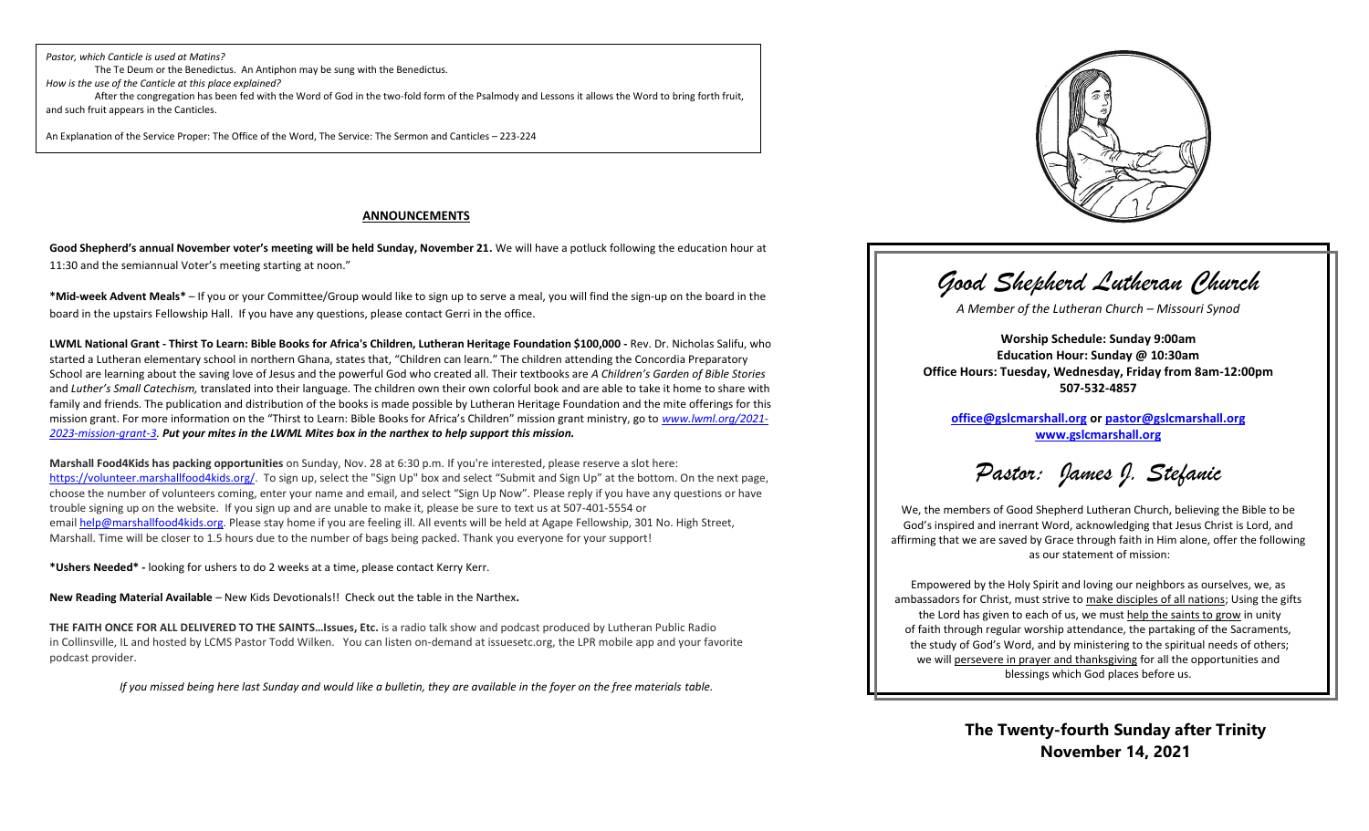*Pastor, which Canticle is used at Matins?*

The Te Deum or the Benedictus. An Antiphon may be sung with the Benedictus.

*How is the use of the Canticle at this place explained?*

After the congregation has been fed with the Word of God in the two-fold form of the Psalmody and Lessons it allows the Word to bring forth fruit, and such fruit appears in the Canticles.

An Explanation of the Service Proper: The Office of the Word, The Service: The Sermon and Canticles – 223-224

## ANNOUNCEMENTS

**Good Shepherd's annual November voter's meeting will be held Sunday, November 21.** We will have a potluck following the education hour at 11:30 and the semiannual Voter's meeting starting at noon."

**\*Mid-week Advent Meals\*** – If you or your Committee/Group would like to sign up to serve a meal, you will find the sign-up on the board in the board in the upstairs Fellowship Hall. If you have any questions, please contact Gerri in the office.

**LWML National Grant - Thirst To Learn: Bible Books for Africa's Children, Lutheran Heritage Foundation $100,000 -** Rev. Dr. Nicholas Salifu, who started a Lutheran elementary school in northern Ghana, states that, "Children can learn." The children attending the Concordia Preparatory School are learning about the saving love of Jesus and the powerful God who created all. Their textbooks are *A Children's Garden of Bible Stories* and *Luther's Small Catechism,* translated into their language. The children own their own colorful book and are able to take it home to share with family and friends. The publication and distribution of the books is made possible by Lutheran Heritage Foundation and the mite offerings for this mission grant. For more information on the "Thirst to Learn: Bible Books for Africa's Children" mission grant ministry, go to *www.lwml.org/2021-2023-mission-grant-3.* ***Put your mites in the LWML Mites box in the narthex to help support this mission.***

**Marshall Food4Kids has packing opportunities** on Sunday, Nov. 28 at 6:30 p.m. If you're interested, please reserve a slot here: https://volunteer.marshallfood4kids.org/. To sign up, select the "Sign Up" box and select "Submit and Sign Up" at the bottom. On the next page, choose the number of volunteers coming, enter your name and email, and select "Sign Up Now". Please reply if you have any questions or have trouble signing up on the website. If you sign up and are unable to make it, please be sure to text us at 507-401-5554 or email help@marshallfood4kids.org. Please stay home if you are feeling ill. All events will be held at Agape Fellowship, 301 No. High Street, Marshall. Time will be closer to 1.5 hours due to the number of bags being packed. Thank you everyone for your support!

**\*Ushers Needed\* -** looking for ushers to do 2 weeks at a time, please contact Kerry Kerr.

**New Reading Material Available** – New Kids Devotionals!! Check out the table in the Narthex**.**

**THE FAITH ONCE FOR ALL DELIVERED TO THE SAINTS…Issues, Etc.** is a radio talk show and podcast produced by Lutheran Public Radio in Collinsville, IL and hosted by LCMS Pastor Todd Wilken. You can listen on-demand at issuesetc.org, the LPR mobile app and your favorite podcast provider.

*If you missed being here last Sunday and would like a bulletin, they are available in the foyer on the free materials table.*

# *Good Shepherd Lutheran Church*

*A Member of the Lutheran Church – Missouri Synod*

**Worship Schedule: Sunday 9:00am**
**Education Hour: Sunday @ 10:30am**
**Office Hours: Tuesday, Wednesday, Friday from 8am-12:00pm**
**507-532-4857**

**office@gslcmarshall.org or pastor@gslcmarshall.org**
**www.gslcmarshall.org**

*Pastor: James J. Stefanic*

We, the members of Good Shepherd Lutheran Church, believing the Bible to be God's inspired and inerrant Word, acknowledging that Jesus Christ is Lord, and affirming that we are saved by Grace through faith in Him alone, offer the following as our statement of mission:

Empowered by the Holy Spirit and loving our neighbors as ourselves, we, as ambassadors for Christ, must strive to make disciples of all nations; Using the gifts the Lord has given to each of us, we must help the saints to grow in unity of faith through regular worship attendance, the partaking of the Sacraments, the study of God's Word, and by ministering to the spiritual needs of others; we will persevere in prayer and thanksgiving for all the opportunities and blessings which God places before us.

**The Twenty-fourth Sunday after Trinity**
**November 14, 2021**